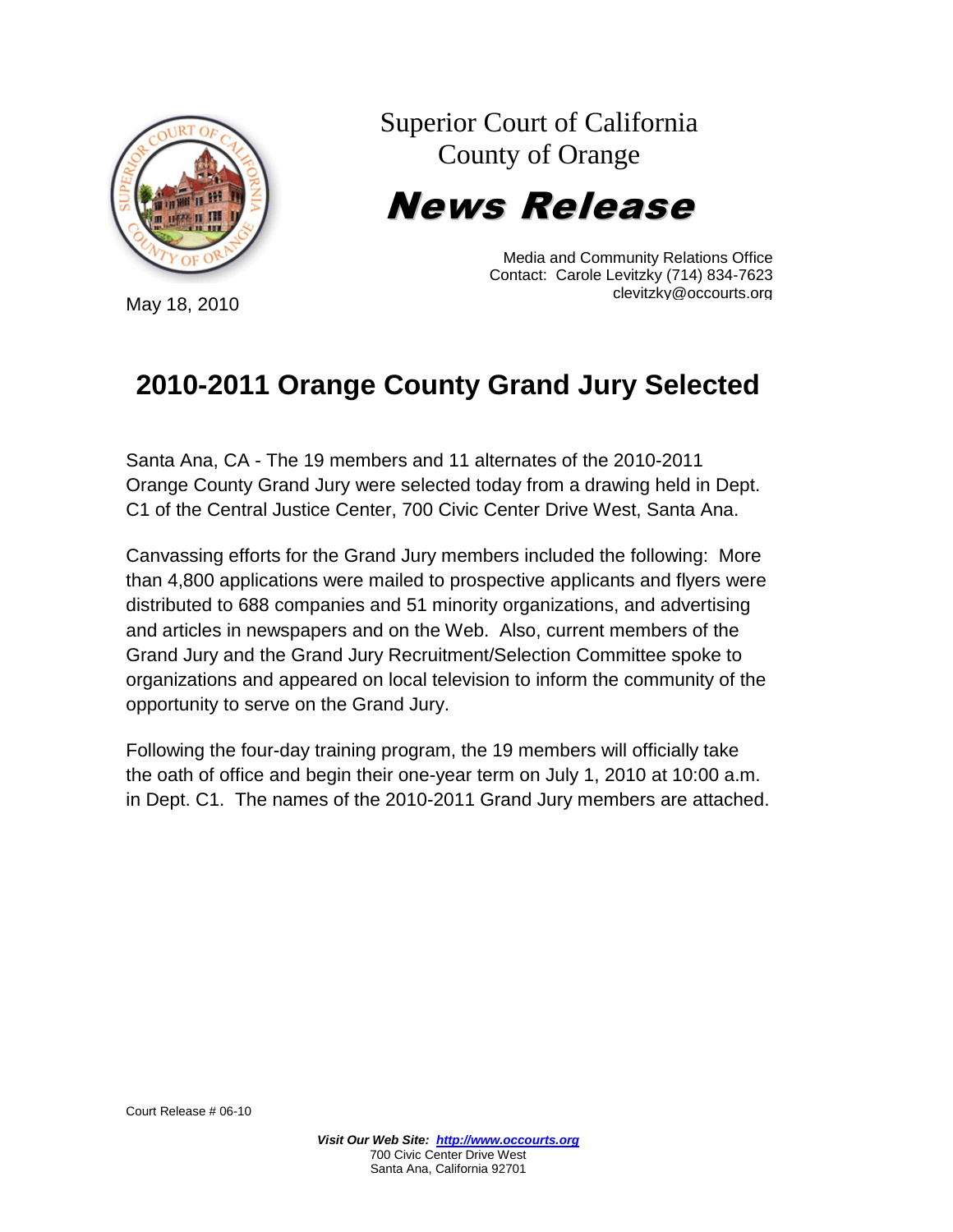Superior Court of California
County of Orange

# News Release

Media and Community Relations Office
Contact: Carole Levitzky (714) 834-7623
clevitzky@occourts.org

May 18, 2010

## 2010-2011 Orange County Grand Jury Selected

Santa Ana, CA - The 19 members and 11 alternates of the 2010-2011 Orange County Grand Jury were selected today from a drawing held in Dept. C1 of the Central Justice Center, 700 Civic Center Drive West, Santa Ana.

Canvassing efforts for the Grand Jury members included the following: More than 4,800 applications were mailed to prospective applicants and flyers were distributed to 688 companies and 51 minority organizations, and advertising and articles in newspapers and on the Web. Also, current members of the Grand Jury and the Grand Jury Recruitment/Selection Committee spoke to organizations and appeared on local television to inform the community of the opportunity to serve on the Grand Jury.

Following the four-day training program, the 19 members will officially take the oath of office and begin their one-year term on July 1, 2010 at 10:00 a.m. in Dept. C1. The names of the 2010-2011 Grand Jury members are attached.

Court Release # 06-10

***Visit Our Web Site: [http://www.occourts.org](http://www.occourts.org)***
700 Civic Center Drive West
Santa Ana, California 92701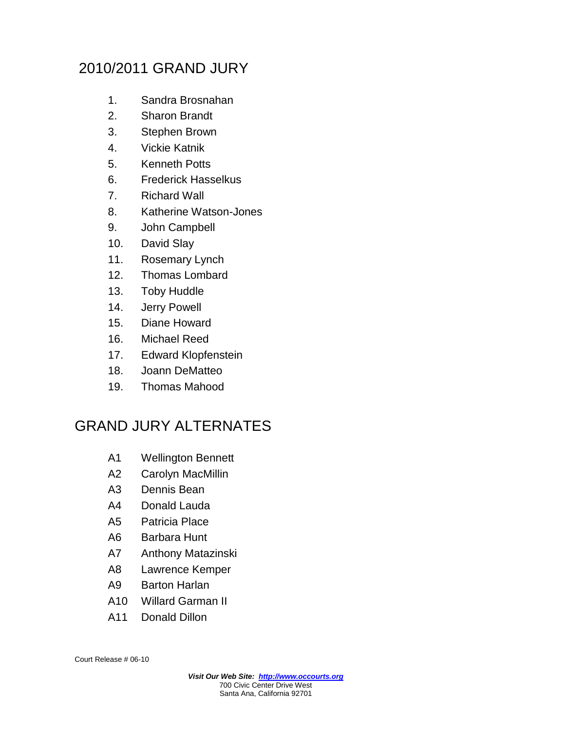## 2010/2011 GRAND JURY

1. Sandra Brosnahan
2. Sharon Brandt
3. Stephen Brown
4. Vickie Katnik
5. Kenneth Potts
6. Frederick Hasselkus
7. Richard Wall
8. Katherine Watson-Jones
9. John Campbell
10. David Slay
11. Rosemary Lynch
12. Thomas Lombard
13. Toby Huddle
14. Jerry Powell
15. Diane Howard
16. Michael Reed
17. Edward Klopfenstein
18. Joann DeMatteo
19. Thomas Mahood

## GRAND JURY ALTERNATES

A1 Wellington Bennett
A2 Carolyn MacMillin
A3 Dennis Bean
A4 Donald Lauda
A5 Patricia Place
A6 Barbara Hunt
A7 Anthony Matazinski
A8 Lawrence Kemper
A9 Barton Harlan
A10 Willard Garman II
A11 Donald Dillon

Court Release # 06-10

***Visit Our Web Site: [http://www.occourts.org](http://www.occourts.org)***
700 Civic Center Drive West
Santa Ana, California 92701